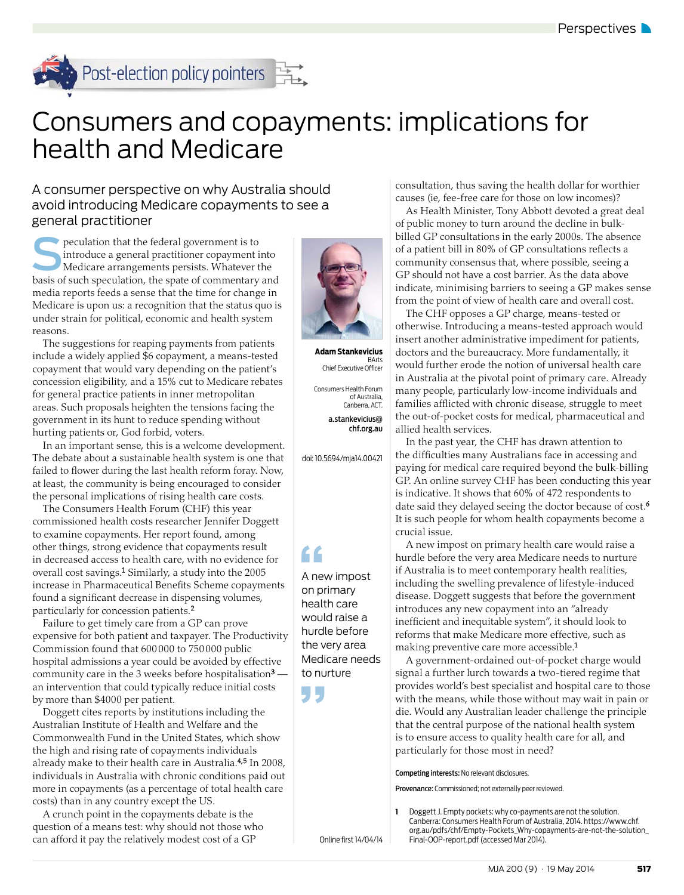Post-election policy pointers

# Consumers and copayments: implications for health and Medicare

## A consumer perspective on why Australia should avoid introducing Medicare copayments to see a general practitioner

**Adam Stankevicius**
BArts
Chief Executive Officer

Consumers Health Forum of Australia,
Canberra, ACT.

a.stankevicius@chf.org.au

doi: 10.5694/mja14.00421

Online first 14/04/14

Speculation that the federal government is to introduce a general practitioner copayment into Medicare arrangements persists. Whatever the basis of such speculation, the spate of commentary and media reports feeds a sense that the time for change in Medicare is upon us: a recognition that the status quo is under strain for political, economic and health system reasons.

The suggestions for reaping payments from patients include a widely applied $6 copayment, a means-tested copayment that would vary depending on the patient's concession eligibility, and a 15% cut to Medicare rebates for general practice patients in inner metropolitan areas. Such proposals heighten the tensions facing the government in its hunt to reduce spending without hurting patients or, God forbid, voters.

In an important sense, this is a welcome development. The debate about a sustainable health system is one that failed to flower during the last health reform foray. Now, at least, the community is being encouraged to consider the personal implications of rising health care costs.

The Consumers Health Forum (CHF) this year commissioned health costs researcher Jennifer Doggett to examine copayments. Her report found, among other things, strong evidence that copayments result in decreased access to health care, with no evidence for overall cost savings.[1] Similarly, a study into the 2005 increase in Pharmaceutical Benefits Scheme copayments found a significant decrease in dispensing volumes, particularly for concession patients.[2]

Failure to get timely care from a GP can prove expensive for both patient and taxpayer. The Productivity Commission found that 600 000 to 750 000 public hospital admissions a year could be avoided by effective community care in the 3 weeks before hospitalisation[3] — an intervention that could typically reduce initial costs by more than $4000 per patient.

Doggett cites reports by institutions including the Australian Institute of Health and Welfare and the Commonwealth Fund in the United States, which show the high and rising rate of copayments individuals already make to their health care in Australia.[4,5] In 2008, individuals in Australia with chronic conditions paid out more in copayments (as a percentage of total health care costs) than in any country except the US.

A crunch point in the copayments debate is the question of a means test: why should not those who can afford it pay the relatively modest cost of a GP consultation, thus saving the health dollar for worthier causes (ie, fee-free care for those on low incomes)?

As Health Minister, Tony Abbott devoted a great deal of public money to turn around the decline in bulk-billed GP consultations in the early 2000s. The absence of a patient bill in 80% of GP consultations reflects a community consensus that, where possible, seeing a GP should not have a cost barrier. As the data above indicate, minimising barriers to seeing a GP makes sense from the point of view of health care and overall cost.

The CHF opposes a GP charge, means-tested or otherwise. Introducing a means-tested approach would insert another administrative impediment for patients, doctors and the bureaucracy. More fundamentally, it would further erode the notion of universal health care in Australia at the pivotal point of primary care. Already many people, particularly low-income individuals and families afflicted with chronic disease, struggle to meet the out-of-pocket costs for medical, pharmaceutical and allied health services.

> A new impost on primary health care would raise a hurdle before the very area Medicare needs to nurture

In the past year, the CHF has drawn attention to the difficulties many Australians face in accessing and paying for medical care required beyond the bulk-billing GP. An online survey CHF has been conducting this year is indicative. It shows that 60% of 472 respondents to date said they delayed seeing the doctor because of cost.[6] It is such people for whom health copayments become a crucial issue.

A new impost on primary health care would raise a hurdle before the very area Medicare needs to nurture if Australia is to meet contemporary health realities, including the swelling prevalence of lifestyle-induced disease. Doggett suggests that before the government introduces any new copayment into an "already inefficient and inequitable system", it should look to reforms that make Medicare more effective, such as making preventive care more accessible.[1]

A government-ordained out-of-pocket charge would signal a further lurch towards a two-tiered regime that provides world's best specialist and hospital care to those with the means, while those without may wait in pain or die. Would any Australian leader challenge the principle that the central purpose of the national health system is to ensure access to quality health care for all, and particularly for those most in need?

**Competing interests:** No relevant disclosures.

**Provenance:** Commissioned; not externally peer reviewed.

1 Doggett J. Empty pockets: why co-payments are not the solution. Canberra: Consumers Health Forum of Australia, 2014. https://www.chf.org.au/pdfs/chf/Empty-Pockets_Why-copayments-are-not-the-solution_Final-OOP-report.pdf (accessed Mar 2014).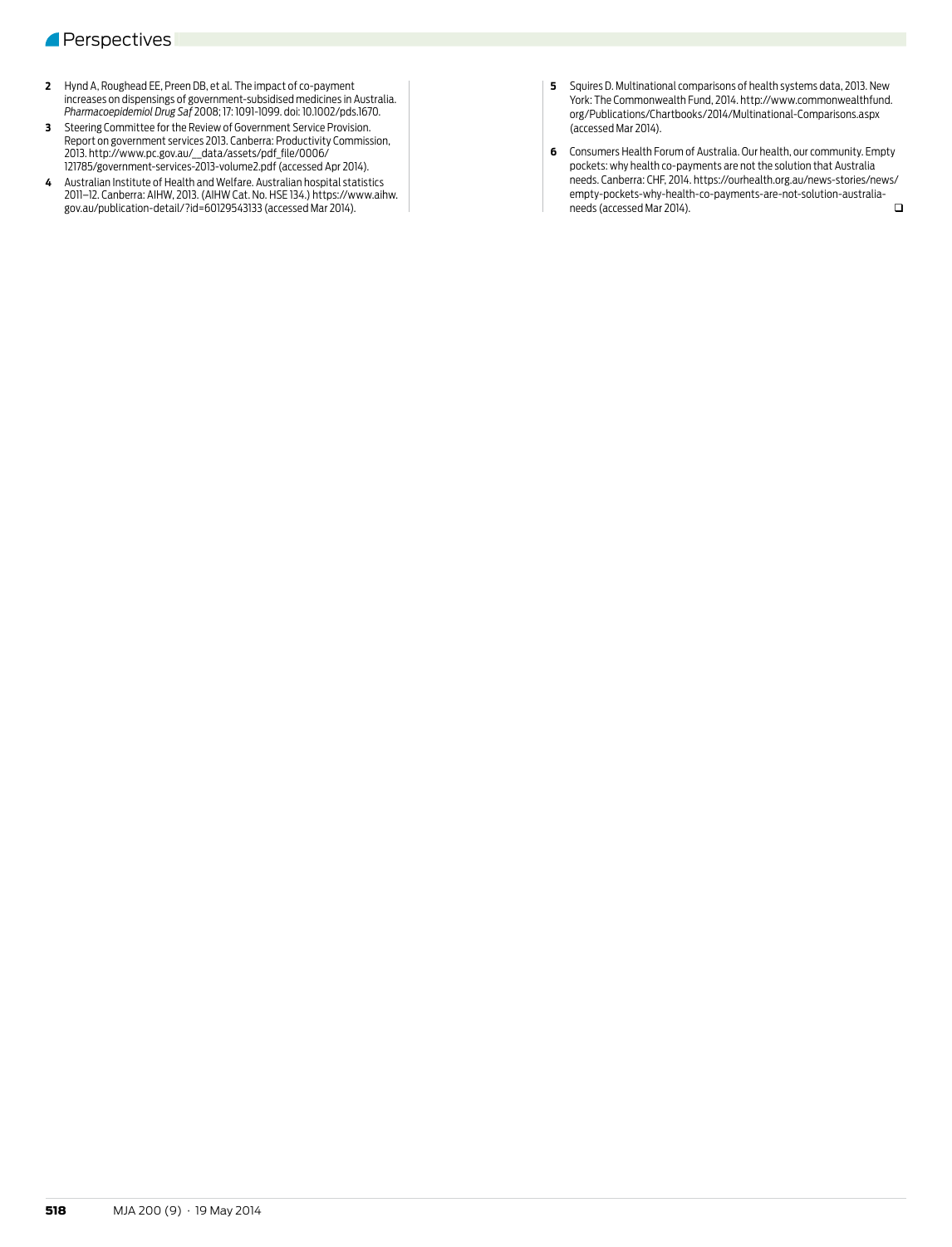2 Hynd A, Roughead EE, Preen DB, et al. The impact of co-payment increases on dispensings of government-subsidised medicines in Australia. *Pharmacoepidemiol Drug Saf* 2008; 17: 1091-1099. doi: 10.1002/pds.1670.

3 Steering Committee for the Review of Government Service Provision. Report on government services 2013. Canberra: Productivity Commission, 2013. http://www.pc.gov.au/__data/assets/pdf_file/0006/121785/government-services-2013-volume2.pdf (accessed Apr 2014).

4 Australian Institute of Health and Welfare. Australian hospital statistics 2011–12. Canberra: AIHW, 2013. (AIHW Cat. No. HSE 134.) https://www.aihw.gov.au/publication-detail/?id=60129543133 (accessed Mar 2014).

5 Squires D. Multinational comparisons of health systems data, 2013. New York: The Commonwealth Fund, 2014. http://www.commonwealthfund.org/Publications/Chartbooks/2014/Multinational-Comparisons.aspx (accessed Mar 2014).

6 Consumers Health Forum of Australia. Our health, our community. Empty pockets: why health co-payments are not the solution that Australia needs. Canberra: CHF, 2014. https://ourhealth.org.au/news-stories/news/empty-pockets-why-health-co-payments-are-not-solution-australia-needs (accessed Mar 2014).